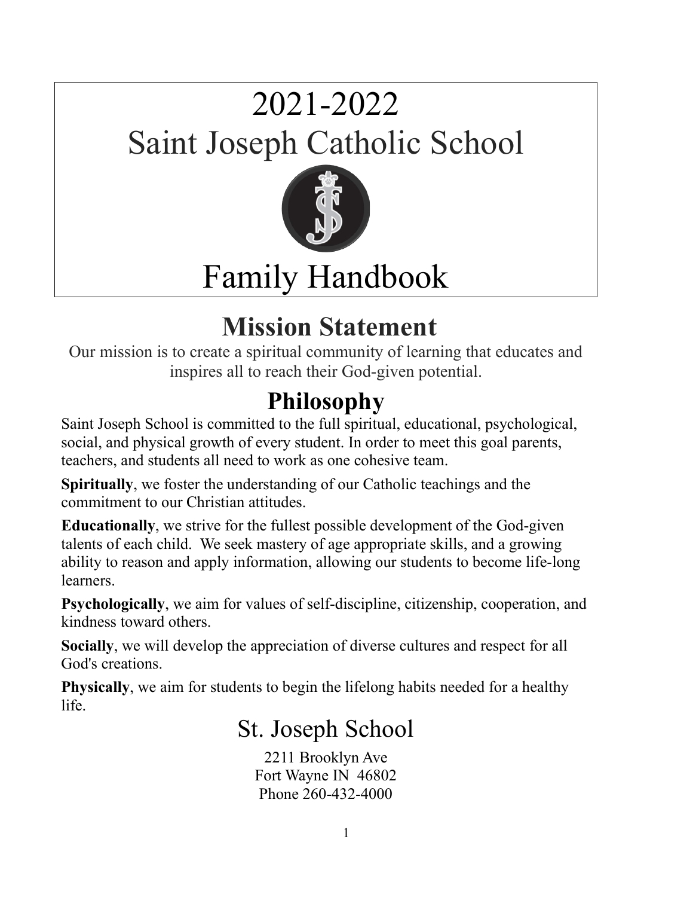# 2021-2022
# Saint Joseph Catholic School
# Family Handbook

## Mission Statement

Our mission is to create a spiritual community of learning that educates and inspires all to reach their God-given potential.

## Philosophy

Saint Joseph School is committed to the full spiritual, educational, psychological, social, and physical growth of every student. In order to meet this goal parents, teachers, and students all need to work as one cohesive team.

**Spiritually**, we foster the understanding of our Catholic teachings and the commitment to our Christian attitudes.

**Educationally**, we strive for the fullest possible development of the God-given talents of each child. We seek mastery of age appropriate skills, and a growing ability to reason and apply information, allowing our students to become life-long learners.

**Psychologically**, we aim for values of self-discipline, citizenship, cooperation, and kindness toward others.

**Socially**, we will develop the appreciation of diverse cultures and respect for all God's creations.

**Physically**, we aim for students to begin the lifelong habits needed for a healthy life.

## St. Joseph School

2211 Brooklyn Ave
Fort Wayne IN 46802
Phone 260-432-4000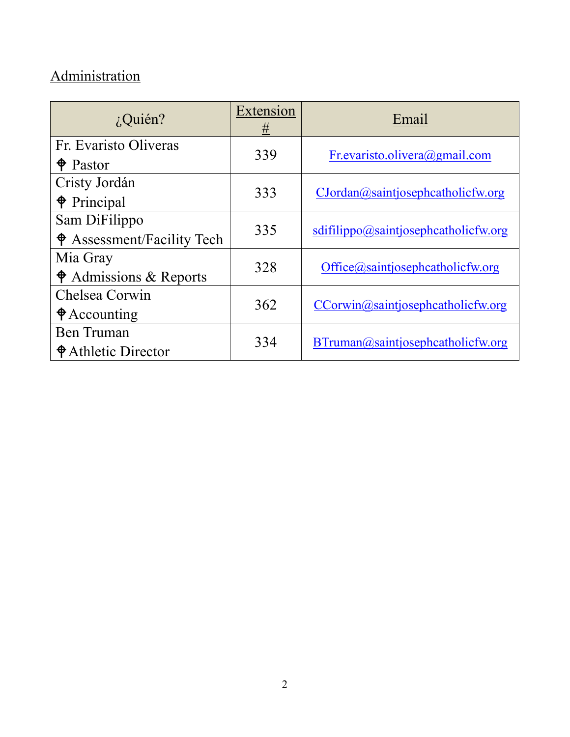## Administration

| ¿Quién? | Extension # | Email |
| --- | --- | --- |
| Fr. Evaristo Oliveras<br>⌖ Pastor | 339 | Fr.evaristo.olivera@gmail.com |
| Cristy Jordán<br>⌖ Principal | 333 | CJordan@saintjosephcatholicfw.org |
| Sam DiFilippo<br>⌖ Assessment/Facility Tech | 335 | sdifilippo@saintjosephcatholicfw.org |
| Mia Gray<br>⌖ Admissions & Reports | 328 | Office@saintjosephcatholicfw.org |
| Chelsea Corwin<br>⌖ Accounting | 362 | CCorwin@saintjosephcatholicfw.org |
| Ben Truman<br>⌖ Athletic Director | 334 | BTruman@saintjosephcatholicfw.org |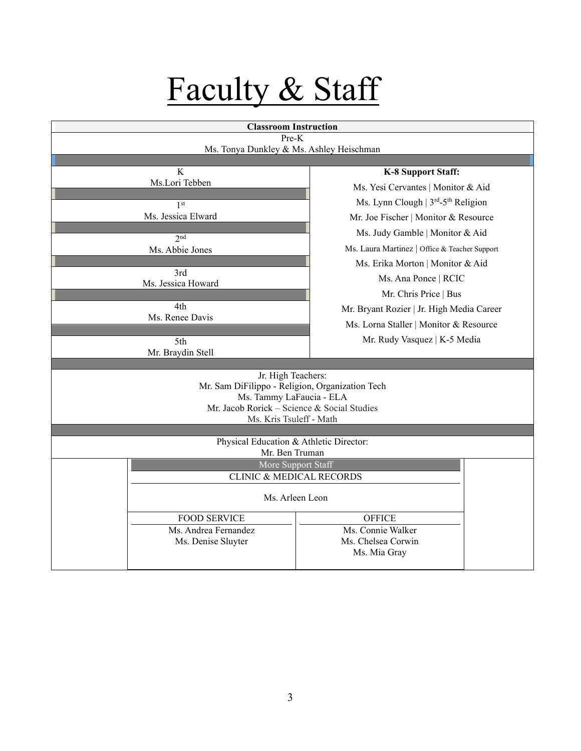# Faculty & Staff

**Classroom Instruction**

Pre-K
Ms. Tonya Dunkley & Ms. Ashley Heischman

| Grade / Teacher | **K-8 Support Staff:** |
|---|---|
| K<br>Ms.Lori Tebben | Ms. Yesi Cervantes \| Monitor & Aid<br>Ms. Lynn Clough \| 3rd-5th Religion |
| 1st<br>Ms. Jessica Elward | Mr. Joe Fischer \| Monitor & Resource<br>Ms. Judy Gamble \| Monitor & Aid |
| 2nd<br>Ms. Abbie Jones | Ms. Laura Martinez \| Office & Teacher Support<br>Ms. Erika Morton \| Monitor & Aid |
| 3rd<br>Ms. Jessica Howard | Ms. Ana Ponce \| RCIC<br>Mr. Chris Price \| Bus |
| 4th<br>Ms. Renee Davis | Mr. Bryant Rozier \| Jr. High Media Career<br>Ms. Lorna Staller \| Monitor & Resource |
| 5th<br>Mr. Braydin Stell | Mr. Rudy Vasquez \| K-5 Media |

Jr. High Teachers:
Mr. Sam DiFilippo - Religion, Organization Tech
Ms. Tammy LaFaucia - ELA
Mr. Jacob Rorick – Science & Social Studies
Ms. Kris Tsuleff - Math

Physical Education & Athletic Director:
Mr. Ben Truman

More Support Staff

CLINIC & MEDICAL RECORDS

Ms. Arleen Leon

| FOOD SERVICE | OFFICE |
|---|---|
| Ms. Andrea Fernandez<br>Ms. Denise Sluyter | Ms. Connie Walker<br>Ms. Chelsea Corwin<br>Ms. Mia Gray |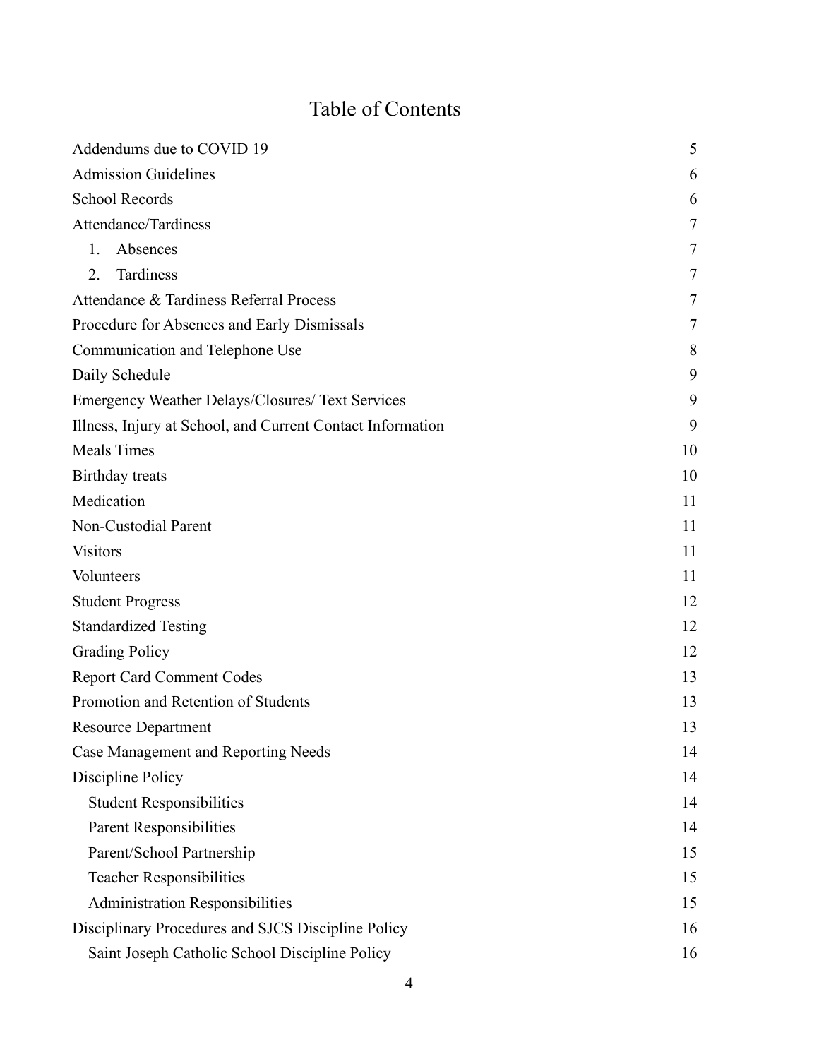# Table of Contents

| | |
|---|---|
| Addendums due to COVID 19 | 5 |
| Admission Guidelines | 6 |
| School Records | 6 |
| Attendance/Tardiness | 7 |
| 1. Absences | 7 |
| 2. Tardiness | 7 |
| Attendance & Tardiness Referral Process | 7 |
| Procedure for Absences and Early Dismissals | 7 |
| Communication and Telephone Use | 8 |
| Daily Schedule | 9 |
| Emergency Weather Delays/Closures/ Text Services | 9 |
| Illness, Injury at School, and Current Contact Information | 9 |
| Meals Times | 10 |
| Birthday treats | 10 |
| Medication | 11 |
| Non-Custodial Parent | 11 |
| Visitors | 11 |
| Volunteers | 11 |
| Student Progress | 12 |
| Standardized Testing | 12 |
| Grading Policy | 12 |
| Report Card Comment Codes | 13 |
| Promotion and Retention of Students | 13 |
| Resource Department | 13 |
| Case Management and Reporting Needs | 14 |
| Discipline Policy | 14 |
| Student Responsibilities | 14 |
| Parent Responsibilities | 14 |
| Parent/School Partnership | 15 |
| Teacher Responsibilities | 15 |
| Administration Responsibilities | 15 |
| Disciplinary Procedures and SJCS Discipline Policy | 16 |
| Saint Joseph Catholic School Discipline Policy | 16 |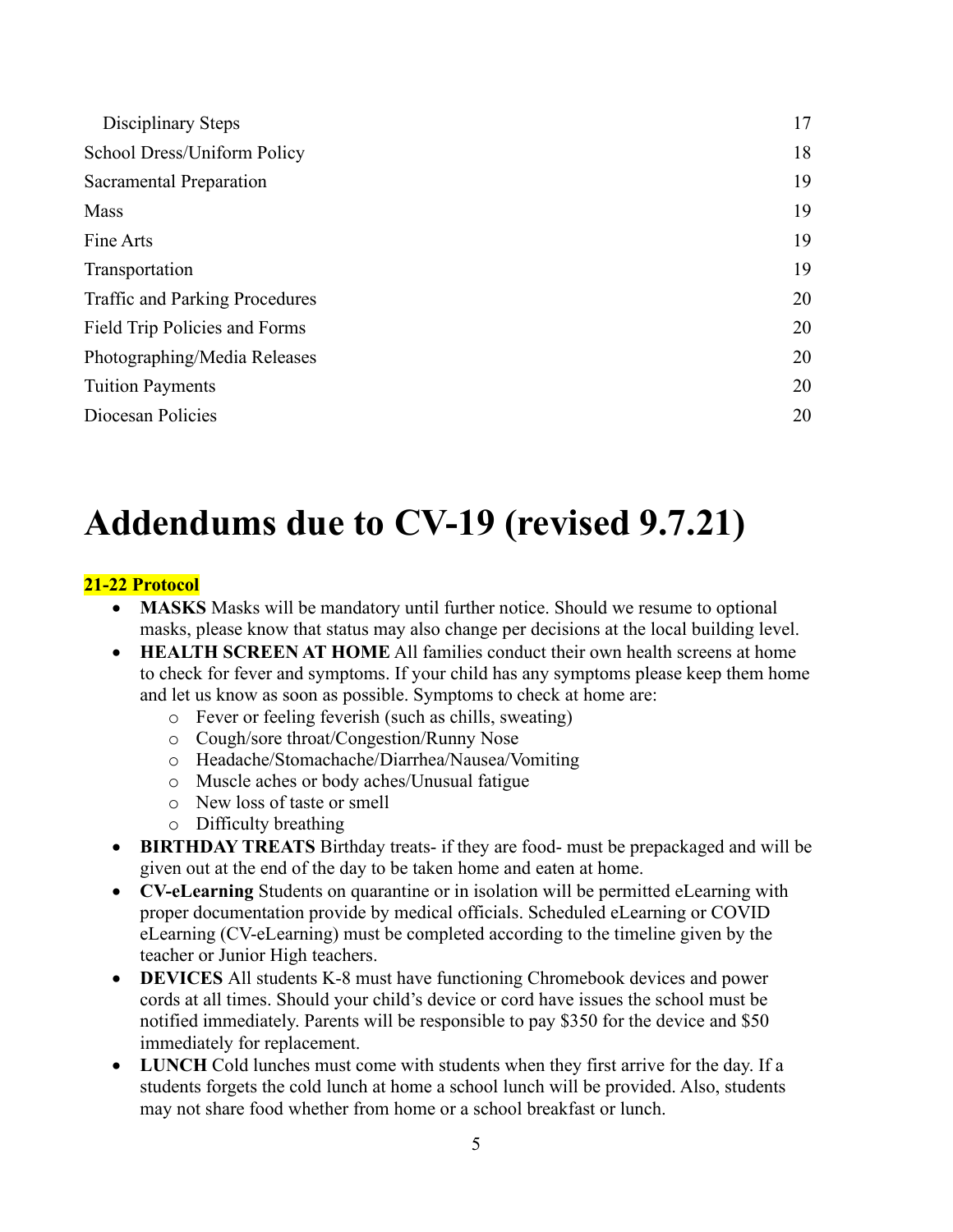| | |
|---|---|
| Disciplinary Steps | 17 |
| School Dress/Uniform Policy | 18 |
| Sacramental Preparation | 19 |
| Mass | 19 |
| Fine Arts | 19 |
| Transportation | 19 |
| Traffic and Parking Procedures | 20 |
| Field Trip Policies and Forms | 20 |
| Photographing/Media Releases | 20 |
| Tuition Payments | 20 |
| Diocesan Policies | 20 |

# Addendums due to CV-19 (revised 9.7.21)

**21-22 Protocol**

- **MASKS** Masks will be mandatory until further notice. Should we resume to optional masks, please know that status may also change per decisions at the local building level.
- **HEALTH SCREEN AT HOME** All families conduct their own health screens at home to check for fever and symptoms. If your child has any symptoms please keep them home and let us know as soon as possible. Symptoms to check at home are:
  - Fever or feeling feverish (such as chills, sweating)
  - Cough/sore throat/Congestion/Runny Nose
  - Headache/Stomachache/Diarrhea/Nausea/Vomiting
  - Muscle aches or body aches/Unusual fatigue
  - New loss of taste or smell
  - Difficulty breathing
- **BIRTHDAY TREATS** Birthday treats- if they are food- must be prepackaged and will be given out at the end of the day to be taken home and eaten at home.
- **CV-eLearning** Students on quarantine or in isolation will be permitted eLearning with proper documentation provide by medical officials. Scheduled eLearning or COVID eLearning (CV-eLearning) must be completed according to the timeline given by the teacher or Junior High teachers.
- **DEVICES** All students K-8 must have functioning Chromebook devices and power cords at all times. Should your child's device or cord have issues the school must be notified immediately. Parents will be responsible to pay $350 for the device and $50 immediately for replacement.
- **LUNCH** Cold lunches must come with students when they first arrive for the day. If a students forgets the cold lunch at home a school lunch will be provided. Also, students may not share food whether from home or a school breakfast or lunch.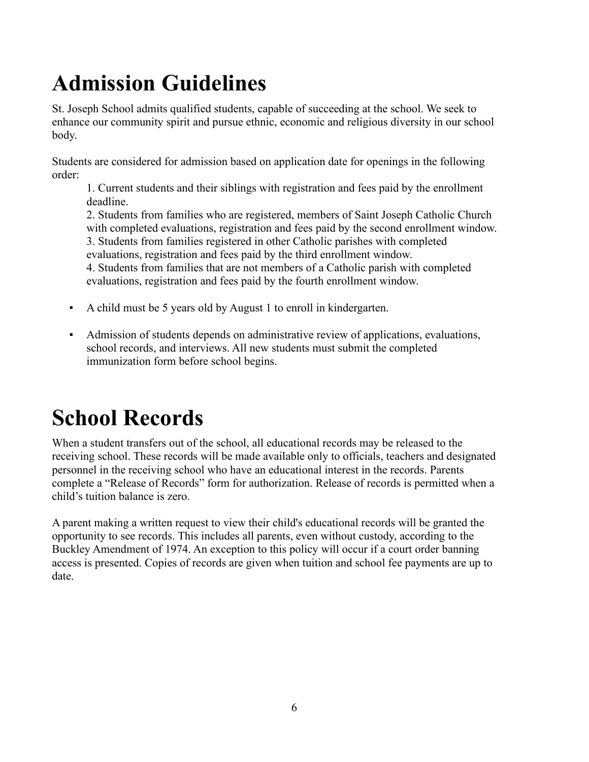# Admission Guidelines

St. Joseph School admits qualified students, capable of succeeding at the school. We seek to enhance our community spirit and pursue ethnic, economic and religious diversity in our school body.

Students are considered for admission based on application date for openings in the following order:

1. Current students and their siblings with registration and fees paid by the enrollment deadline.
2. Students from families who are registered, members of Saint Joseph Catholic Church with completed evaluations, registration and fees paid by the second enrollment window.
3. Students from families registered in other Catholic parishes with completed evaluations, registration and fees paid by the third enrollment window.
4. Students from families that are not members of a Catholic parish with completed evaluations, registration and fees paid by the fourth enrollment window.

- A child must be 5 years old by August 1 to enroll in kindergarten.
- Admission of students depends on administrative review of applications, evaluations, school records, and interviews. All new students must submit the completed immunization form before school begins.

# School Records

When a student transfers out of the school, all educational records may be released to the receiving school. These records will be made available only to officials, teachers and designated personnel in the receiving school who have an educational interest in the records. Parents complete a "Release of Records" form for authorization. Release of records is permitted when a child's tuition balance is zero.

A parent making a written request to view their child's educational records will be granted the opportunity to see records. This includes all parents, even without custody, according to the Buckley Amendment of 1974. An exception to this policy will occur if a court order banning access is presented. Copies of records are given when tuition and school fee payments are up to date.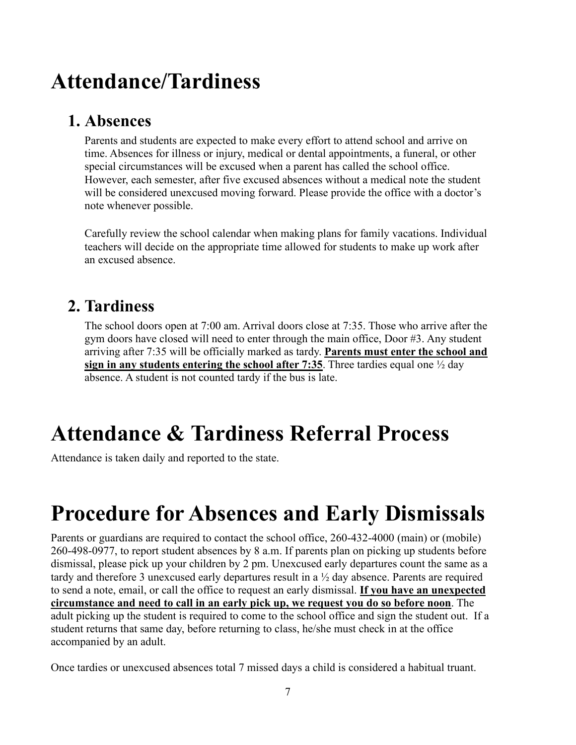# Attendance/Tardiness

## 1. Absences

Parents and students are expected to make every effort to attend school and arrive on time. Absences for illness or injury, medical or dental appointments, a funeral, or other special circumstances will be excused when a parent has called the school office. However, each semester, after five excused absences without a medical note the student will be considered unexcused moving forward. Please provide the office with a doctor's note whenever possible.

Carefully review the school calendar when making plans for family vacations. Individual teachers will decide on the appropriate time allowed for students to make up work after an excused absence.

## 2. Tardiness

The school doors open at 7:00 am. Arrival doors close at 7:35. Those who arrive after the gym doors have closed will need to enter through the main office, Door #3. Any student arriving after 7:35 will be officially marked as tardy. **Parents must enter the school and sign in any students entering the school after 7:35**. Three tardies equal one ½ day absence. A student is not counted tardy if the bus is late.

# Attendance & Tardiness Referral Process

Attendance is taken daily and reported to the state.

# Procedure for Absences and Early Dismissals

Parents or guardians are required to contact the school office, 260-432-4000 (main) or (mobile) 260-498-0977, to report student absences by 8 a.m. If parents plan on picking up students before dismissal, please pick up your children by 2 pm. Unexcused early departures count the same as a tardy and therefore 3 unexcused early departures result in a ½ day absence. Parents are required to send a note, email, or call the office to request an early dismissal. **If you have an unexpected circumstance and need to call in an early pick up, we request you do so before noon**. The adult picking up the student is required to come to the school office and sign the student out. If a student returns that same day, before returning to class, he/she must check in at the office accompanied by an adult.

Once tardies or unexcused absences total 7 missed days a child is considered a habitual truant.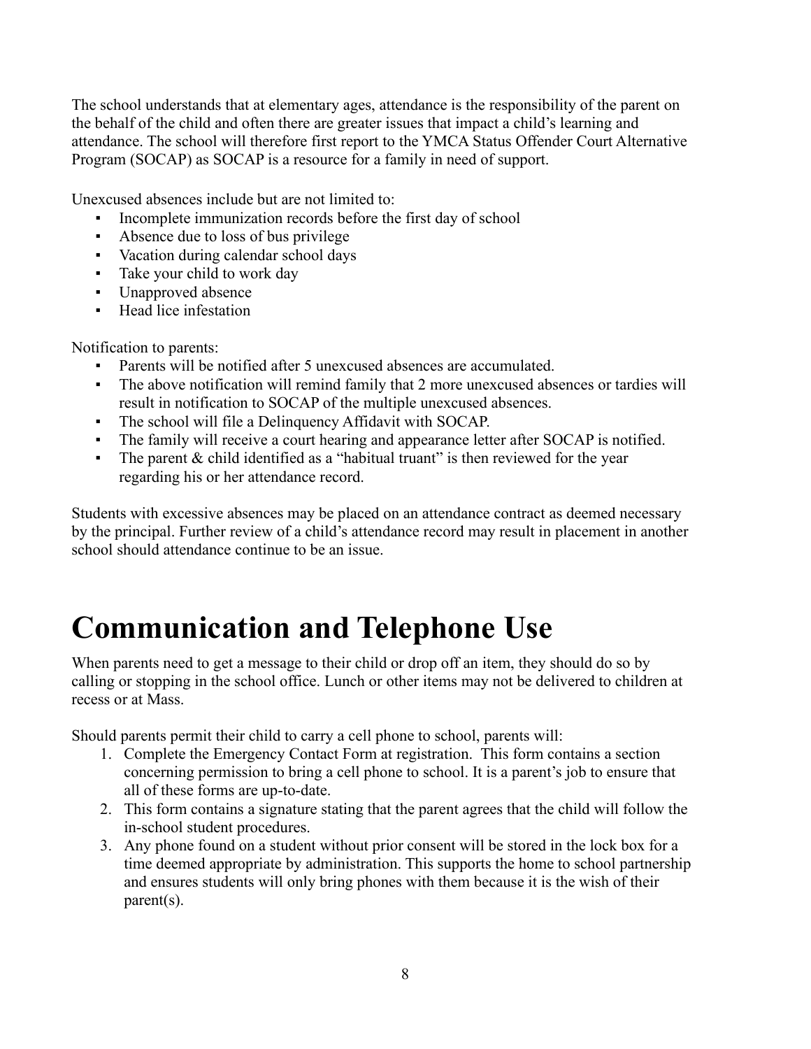The school understands that at elementary ages, attendance is the responsibility of the parent on the behalf of the child and often there are greater issues that impact a child's learning and attendance. The school will therefore first report to the YMCA Status Offender Court Alternative Program (SOCAP) as SOCAP is a resource for a family in need of support.

Unexcused absences include but are not limited to:

- Incomplete immunization records before the first day of school
- Absence due to loss of bus privilege
- Vacation during calendar school days
- Take your child to work day
- Unapproved absence
- Head lice infestation

Notification to parents:

- Parents will be notified after 5 unexcused absences are accumulated.
- The above notification will remind family that 2 more unexcused absences or tardies will result in notification to SOCAP of the multiple unexcused absences.
- The school will file a Delinquency Affidavit with SOCAP.
- The family will receive a court hearing and appearance letter after SOCAP is notified.
- The parent & child identified as a "habitual truant" is then reviewed for the year regarding his or her attendance record.

Students with excessive absences may be placed on an attendance contract as deemed necessary by the principal. Further review of a child's attendance record may result in placement in another school should attendance continue to be an issue.

# Communication and Telephone Use

When parents need to get a message to their child or drop off an item, they should do so by calling or stopping in the school office. Lunch or other items may not be delivered to children at recess or at Mass.

Should parents permit their child to carry a cell phone to school, parents will:

1. Complete the Emergency Contact Form at registration. This form contains a section concerning permission to bring a cell phone to school. It is a parent's job to ensure that all of these forms are up-to-date.
2. This form contains a signature stating that the parent agrees that the child will follow the in-school student procedures.
3. Any phone found on a student without prior consent will be stored in the lock box for a time deemed appropriate by administration. This supports the home to school partnership and ensures students will only bring phones with them because it is the wish of their parent(s).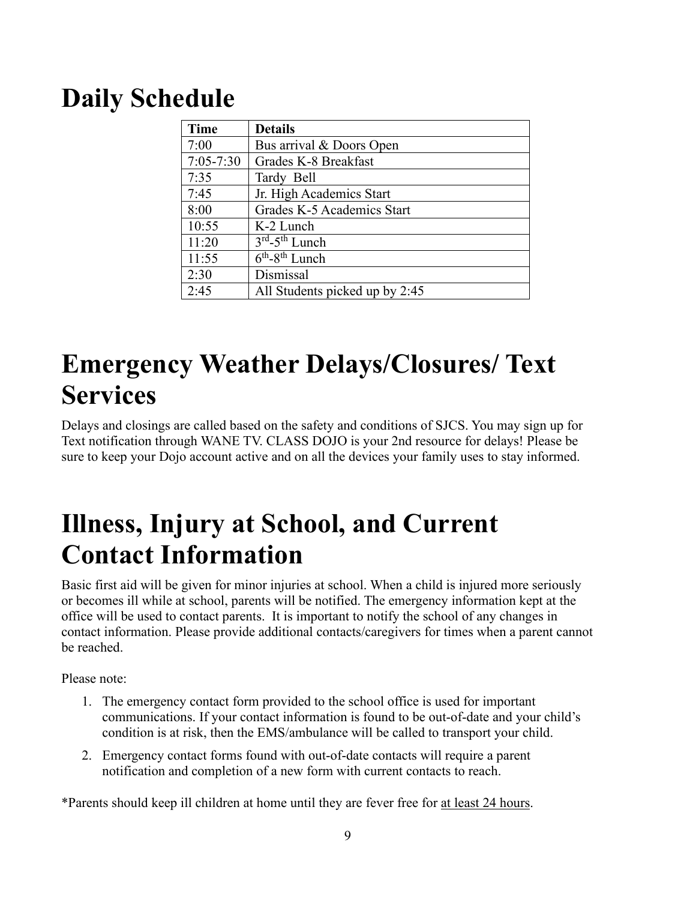# Daily Schedule

| Time | Details |
|---|---|
| 7:00 | Bus arrival & Doors Open |
| 7:05-7:30 | Grades K-8 Breakfast |
| 7:35 | Tardy Bell |
| 7:45 | Jr. High Academics Start |
| 8:00 | Grades K-5 Academics Start |
| 10:55 | K-2 Lunch |
| 11:20 | 3rd-5th Lunch |
| 11:55 | 6th-8th Lunch |
| 2:30 | Dismissal |
| 2:45 | All Students picked up by 2:45 |

# Emergency Weather Delays/Closures/ Text Services

Delays and closings are called based on the safety and conditions of SJCS. You may sign up for Text notification through WANE TV. CLASS DOJO is your 2nd resource for delays! Please be sure to keep your Dojo account active and on all the devices your family uses to stay informed.

# Illness, Injury at School, and Current Contact Information

Basic first aid will be given for minor injuries at school. When a child is injured more seriously or becomes ill while at school, parents will be notified. The emergency information kept at the office will be used to contact parents. It is important to notify the school of any changes in contact information. Please provide additional contacts/caregivers for times when a parent cannot be reached.

Please note:

1. The emergency contact form provided to the school office is used for important communications. If your contact information is found to be out-of-date and your child's condition is at risk, then the EMS/ambulance will be called to transport your child.
2. Emergency contact forms found with out-of-date contacts will require a parent notification and completion of a new form with current contacts to reach.

*Parents should keep ill children at home until they are fever free for at least 24 hours.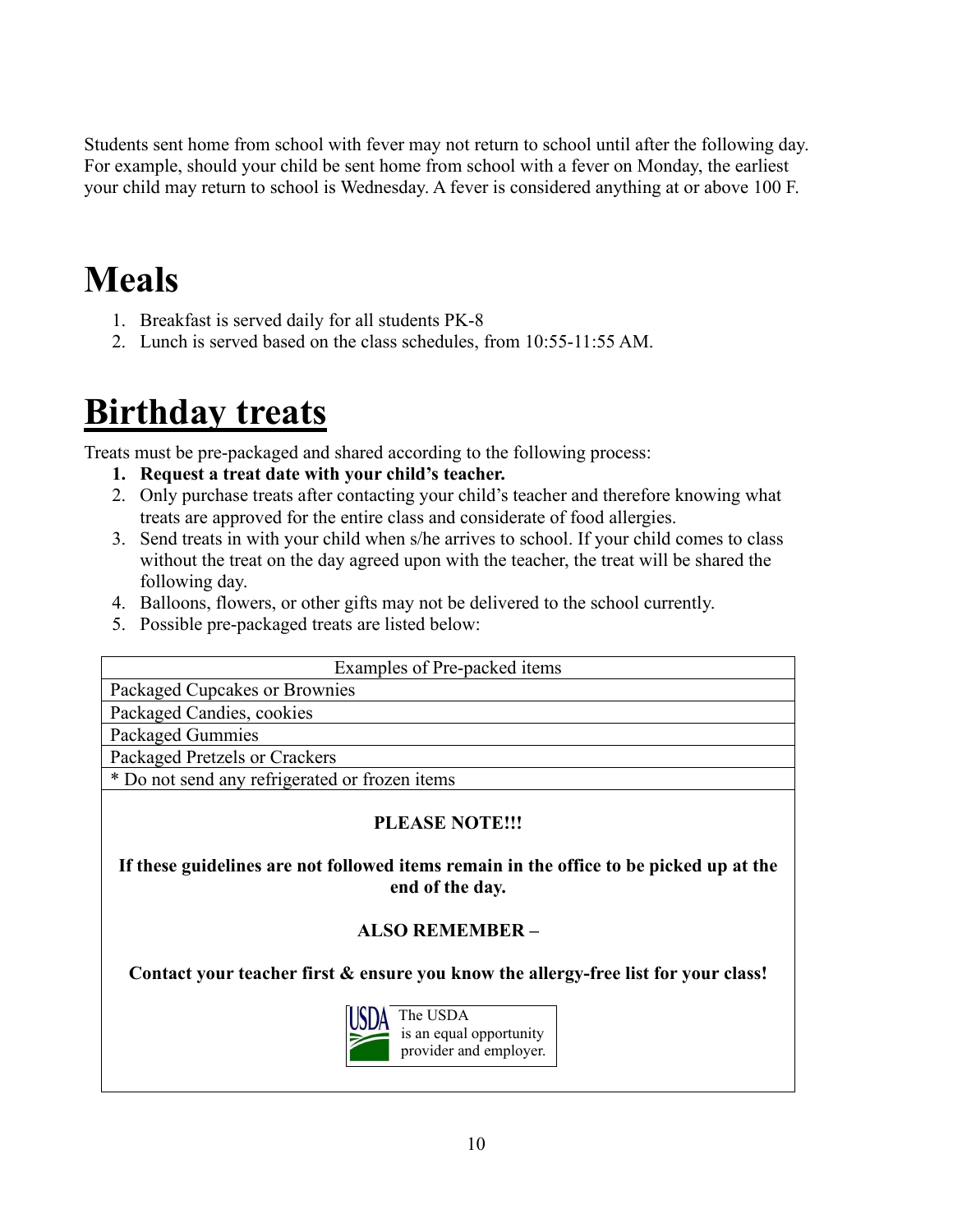Students sent home from school with fever may not return to school until after the following day. For example, should your child be sent home from school with a fever on Monday, the earliest your child may return to school is Wednesday. A fever is considered anything at or above 100 F.

# Meals

1. Breakfast is served daily for all students PK-8
2. Lunch is served based on the class schedules, from 10:55-11:55 AM.

# Birthday treats

Treats must be pre-packaged and shared according to the following process:

1. **Request a treat date with your child's teacher.**
2. Only purchase treats after contacting your child's teacher and therefore knowing what treats are approved for the entire class and considerate of food allergies.
3. Send treats in with your child when s/he arrives to school. If your child comes to class without the treat on the day agreed upon with the teacher, the treat will be shared the following day.
4. Balloons, flowers, or other gifts may not be delivered to the school currently.
5. Possible pre-packaged treats are listed below:

| Examples of Pre-packed items |
| --- |
| Packaged Cupcakes or Brownies |
| Packaged Candies, cookies |
| Packaged Gummies |
| Packaged Pretzels or Crackers |
| * Do not send any refrigerated or frozen items |

**PLEASE NOTE!!!**

**If these guidelines are not followed items remain in the office to be picked up at the end of the day.**

**ALSO REMEMBER –**

**Contact your teacher first & ensure you know the allergy-free list for your class!**

USDA The USDA is an equal opportunity provider and employer.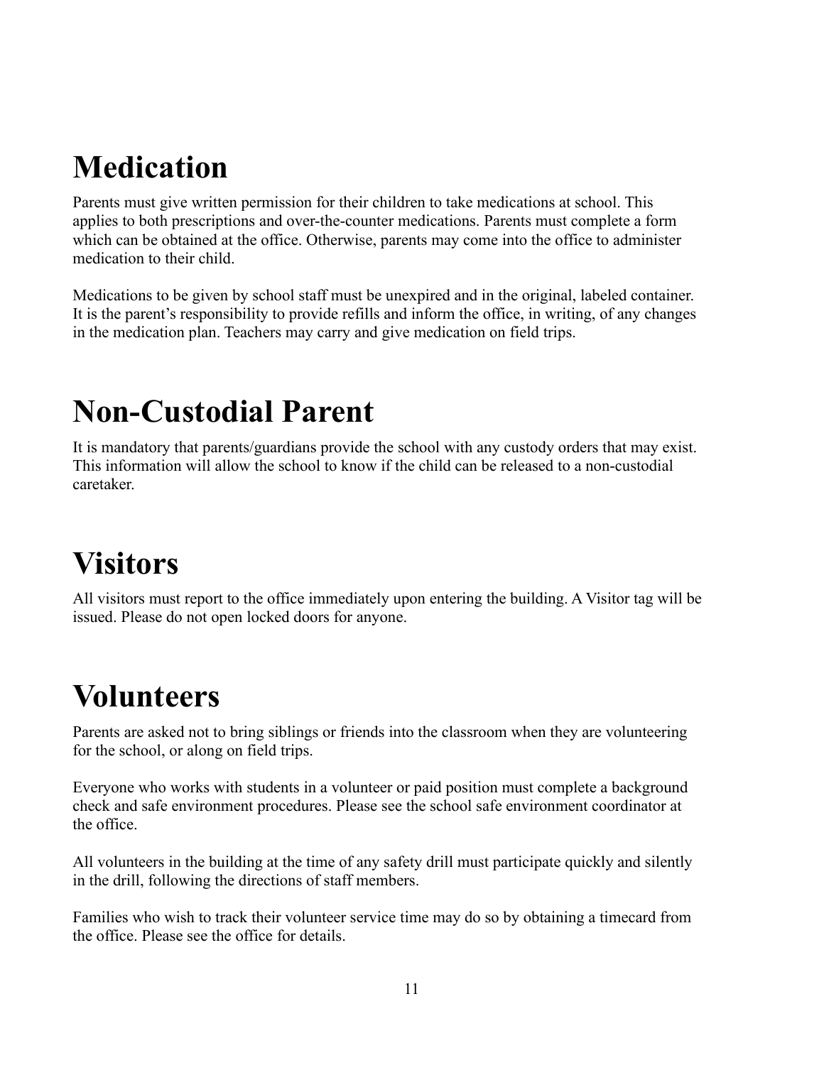# Medication

Parents must give written permission for their children to take medications at school. This applies to both prescriptions and over-the-counter medications. Parents must complete a form which can be obtained at the office. Otherwise, parents may come into the office to administer medication to their child.

Medications to be given by school staff must be unexpired and in the original, labeled container. It is the parent's responsibility to provide refills and inform the office, in writing, of any changes in the medication plan. Teachers may carry and give medication on field trips.

# Non-Custodial Parent

It is mandatory that parents/guardians provide the school with any custody orders that may exist. This information will allow the school to know if the child can be released to a non-custodial caretaker.

# Visitors

All visitors must report to the office immediately upon entering the building. A Visitor tag will be issued. Please do not open locked doors for anyone.

# Volunteers

Parents are asked not to bring siblings or friends into the classroom when they are volunteering for the school, or along on field trips.

Everyone who works with students in a volunteer or paid position must complete a background check and safe environment procedures. Please see the school safe environment coordinator at the office.

All volunteers in the building at the time of any safety drill must participate quickly and silently in the drill, following the directions of staff members.

Families who wish to track their volunteer service time may do so by obtaining a timecard from the office. Please see the office for details.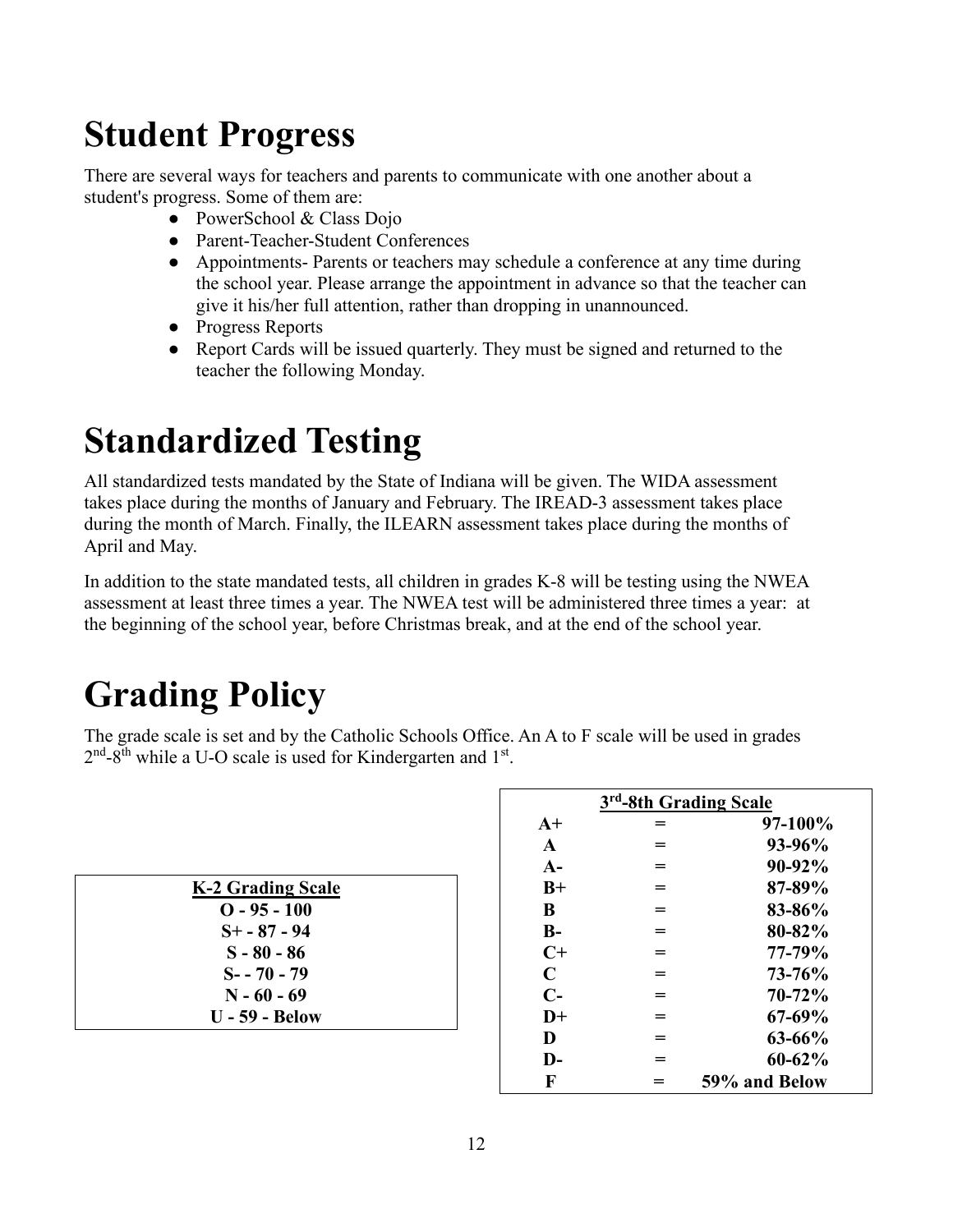# Student Progress

There are several ways for teachers and parents to communicate with one another about a student's progress. Some of them are:

- PowerSchool & Class Dojo
- Parent-Teacher-Student Conferences
- Appointments- Parents or teachers may schedule a conference at any time during the school year. Please arrange the appointment in advance so that the teacher can give it his/her full attention, rather than dropping in unannounced.
- Progress Reports
- Report Cards will be issued quarterly. They must be signed and returned to the teacher the following Monday.

# Standardized Testing

All standardized tests mandated by the State of Indiana will be given. The WIDA assessment takes place during the months of January and February. The IREAD-3 assessment takes place during the month of March. Finally, the ILEARN assessment takes place during the months of April and May.

In addition to the state mandated tests, all children in grades K-8 will be testing using the NWEA assessment at least three times a year. The NWEA test will be administered three times a year: at the beginning of the school year, before Christmas break, and at the end of the school year.

# Grading Policy

The grade scale is set and by the Catholic Schools Office. An A to F scale will be used in grades 2nd-8th while a U-O scale is used for Kindergarten and 1st.

| **K-2 Grading Scale** |
|---|
| **O - 95 - 100** |
| **S+ - 87 - 94** |
| **S - 80 - 86** |
| **S- - 70 - 79** |
| **N - 60 - 69** |
| **U - 59 - Below** |

| **3rd-8th Grading Scale** | | |
|---|---|---|
| **A+** | **=** | **97-100%** |
| **A** | **=** | **93-96%** |
| **A-** | **=** | **90-92%** |
| **B+** | **=** | **87-89%** |
| **B** | **=** | **83-86%** |
| **B-** | **=** | **80-82%** |
| **C+** | **=** | **77-79%** |
| **C** | **=** | **73-76%** |
| **C-** | **=** | **70-72%** |
| **D+** | **=** | **67-69%** |
| **D** | **=** | **63-66%** |
| **D-** | **=** | **60-62%** |
| **F** | **=** | **59% and Below** |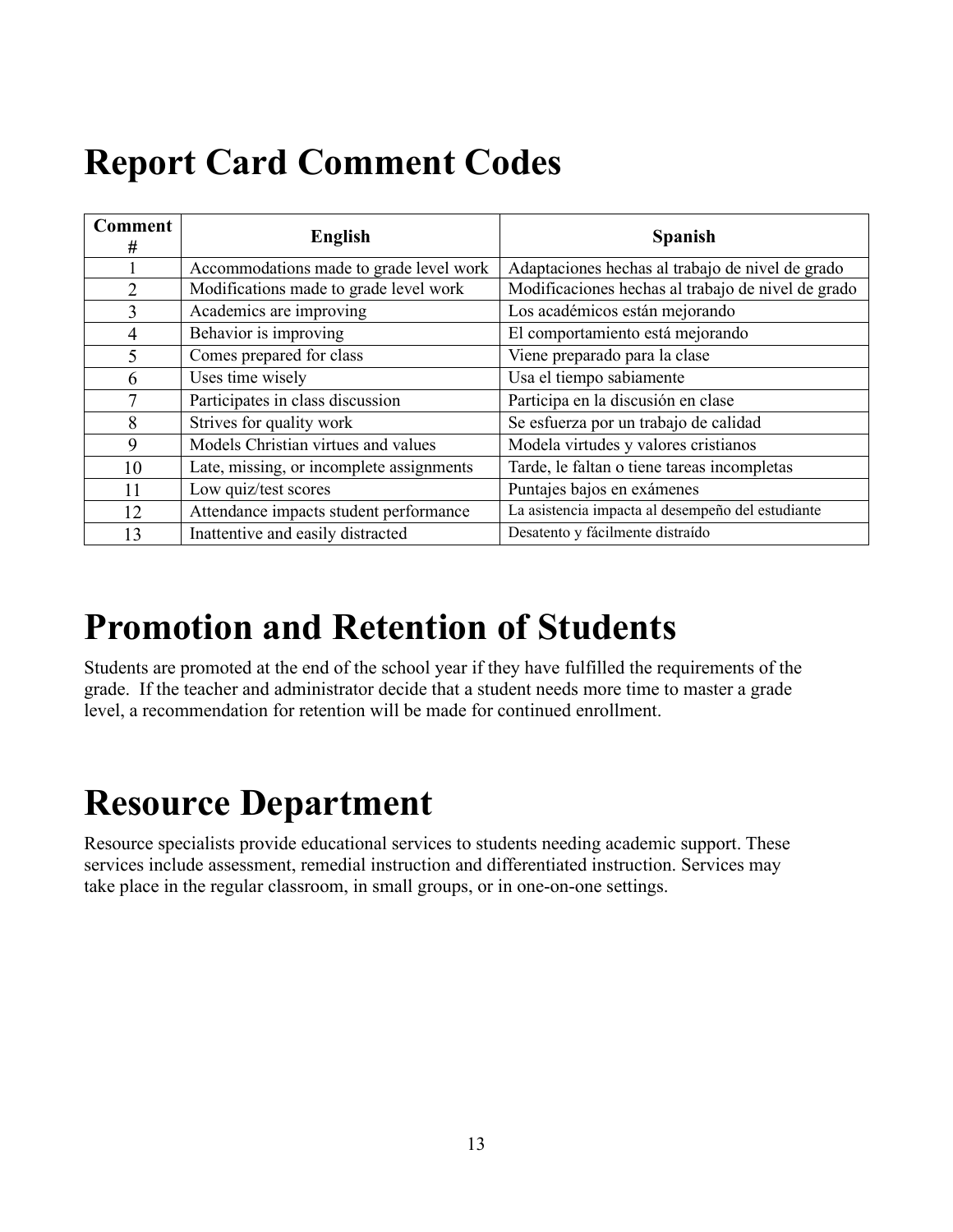# Report Card Comment Codes

| Comment # | English | Spanish |
|---|---|---|
| 1 | Accommodations made to grade level work | Adaptaciones hechas al trabajo de nivel de grado |
| 2 | Modifications made to grade level work | Modificaciones hechas al trabajo de nivel de grado |
| 3 | Academics are improving | Los académicos están mejorando |
| 4 | Behavior is improving | El comportamiento está mejorando |
| 5 | Comes prepared for class | Viene preparado para la clase |
| 6 | Uses time wisely | Usa el tiempo sabiamente |
| 7 | Participates in class discussion | Participa en la discusión en clase |
| 8 | Strives for quality work | Se esfuerza por un trabajo de calidad |
| 9 | Models Christian virtues and values | Modela virtudes y valores cristianos |
| 10 | Late, missing, or incomplete assignments | Tarde, le faltan o tiene tareas incompletas |
| 11 | Low quiz/test scores | Puntajes bajos en exámenes |
| 12 | Attendance impacts student performance | La asistencia impacta al desempeño del estudiante |
| 13 | Inattentive and easily distracted | Desatento y fácilmente distraído |

# Promotion and Retention of Students

Students are promoted at the end of the school year if they have fulfilled the requirements of the grade. If the teacher and administrator decide that a student needs more time to master a grade level, a recommendation for retention will be made for continued enrollment.

# Resource Department

Resource specialists provide educational services to students needing academic support. These services include assessment, remedial instruction and differentiated instruction. Services may take place in the regular classroom, in small groups, or in one-on-one settings.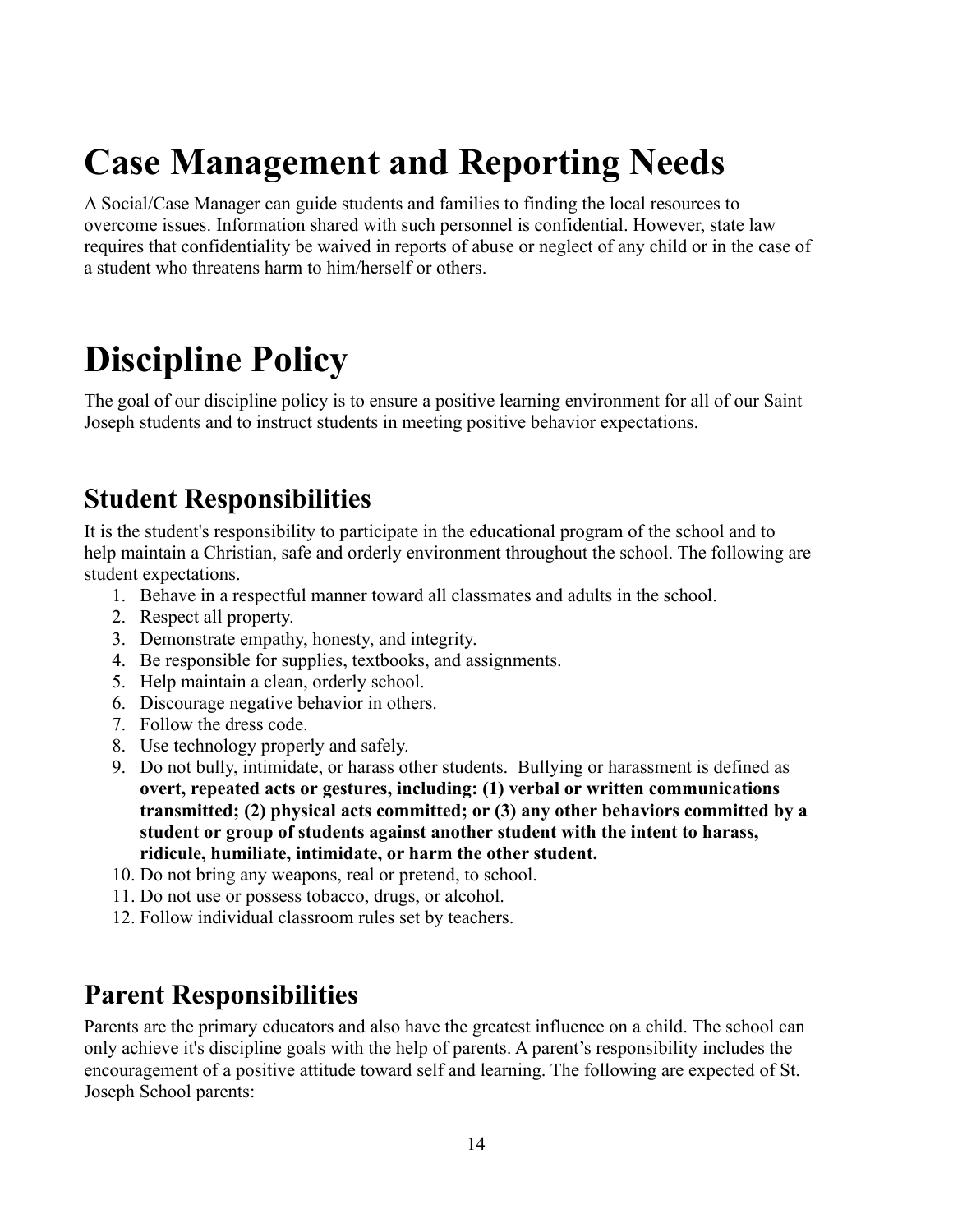# Case Management and Reporting Needs

A Social/Case Manager can guide students and families to finding the local resources to overcome issues. Information shared with such personnel is confidential. However, state law requires that confidentiality be waived in reports of abuse or neglect of any child or in the case of a student who threatens harm to him/herself or others.

# Discipline Policy

The goal of our discipline policy is to ensure a positive learning environment for all of our Saint Joseph students and to instruct students in meeting positive behavior expectations.

## Student Responsibilities

It is the student's responsibility to participate in the educational program of the school and to help maintain a Christian, safe and orderly environment throughout the school. The following are student expectations.

1. Behave in a respectful manner toward all classmates and adults in the school.
2. Respect all property.
3. Demonstrate empathy, honesty, and integrity.
4. Be responsible for supplies, textbooks, and assignments.
5. Help maintain a clean, orderly school.
6. Discourage negative behavior in others.
7. Follow the dress code.
8. Use technology properly and safely.
9. Do not bully, intimidate, or harass other students. Bullying or harassment is defined as **overt, repeated acts or gestures, including: (1) verbal or written communications transmitted; (2) physical acts committed; or (3) any other behaviors committed by a student or group of students against another student with the intent to harass, ridicule, humiliate, intimidate, or harm the other student.**
10. Do not bring any weapons, real or pretend, to school.
11. Do not use or possess tobacco, drugs, or alcohol.
12. Follow individual classroom rules set by teachers.

## Parent Responsibilities

Parents are the primary educators and also have the greatest influence on a child. The school can only achieve it's discipline goals with the help of parents. A parent's responsibility includes the encouragement of a positive attitude toward self and learning. The following are expected of St. Joseph School parents: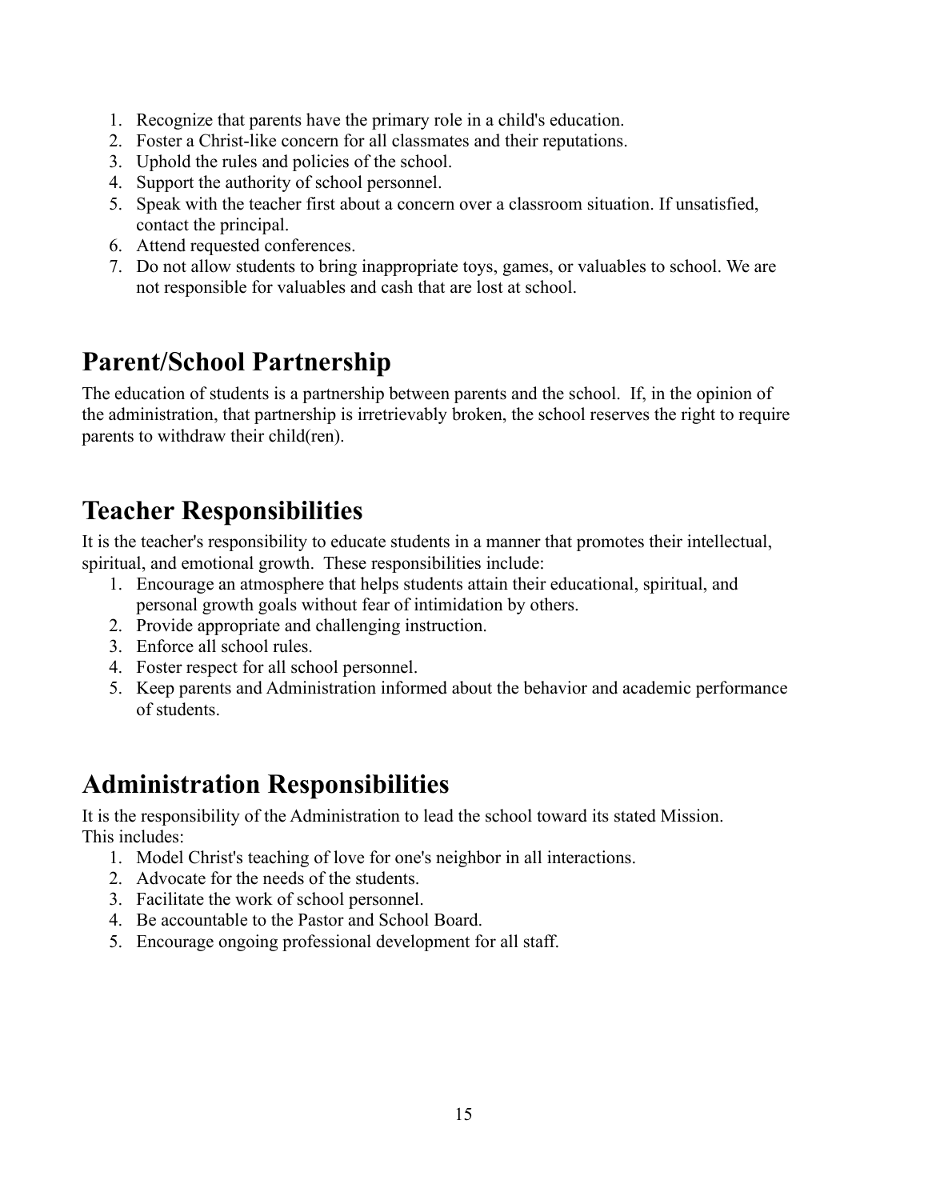1. Recognize that parents have the primary role in a child's education.
2. Foster a Christ-like concern for all classmates and their reputations.
3. Uphold the rules and policies of the school.
4. Support the authority of school personnel.
5. Speak with the teacher first about a concern over a classroom situation. If unsatisfied, contact the principal.
6. Attend requested conferences.
7. Do not allow students to bring inappropriate toys, games, or valuables to school. We are not responsible for valuables and cash that are lost at school.

## Parent/School Partnership

The education of students is a partnership between parents and the school. If, in the opinion of the administration, that partnership is irretrievably broken, the school reserves the right to require parents to withdraw their child(ren).

## Teacher Responsibilities

It is the teacher's responsibility to educate students in a manner that promotes their intellectual, spiritual, and emotional growth. These responsibilities include:

1. Encourage an atmosphere that helps students attain their educational, spiritual, and personal growth goals without fear of intimidation by others.
2. Provide appropriate and challenging instruction.
3. Enforce all school rules.
4. Foster respect for all school personnel.
5. Keep parents and Administration informed about the behavior and academic performance of students.

## Administration Responsibilities

It is the responsibility of the Administration to lead the school toward its stated Mission. This includes:

1. Model Christ's teaching of love for one's neighbor in all interactions.
2. Advocate for the needs of the students.
3. Facilitate the work of school personnel.
4. Be accountable to the Pastor and School Board.
5. Encourage ongoing professional development for all staff.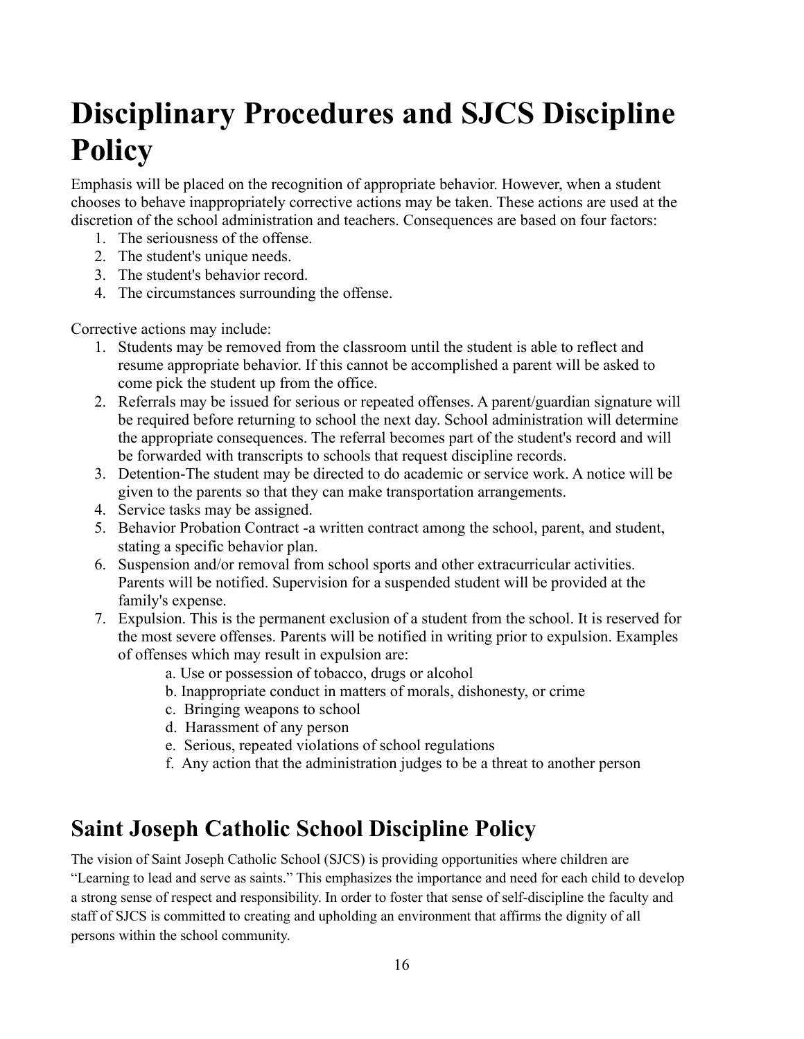# Disciplinary Procedures and SJCS Discipline Policy

Emphasis will be placed on the recognition of appropriate behavior. However, when a student chooses to behave inappropriately corrective actions may be taken. These actions are used at the discretion of the school administration and teachers. Consequences are based on four factors:

1. The seriousness of the offense.
2. The student's unique needs.
3. The student's behavior record.
4. The circumstances surrounding the offense.

Corrective actions may include:

1. Students may be removed from the classroom until the student is able to reflect and resume appropriate behavior. If this cannot be accomplished a parent will be asked to come pick the student up from the office.
2. Referrals may be issued for serious or repeated offenses. A parent/guardian signature will be required before returning to school the next day. School administration will determine the appropriate consequences. The referral becomes part of the student's record and will be forwarded with transcripts to schools that request discipline records.
3. Detention-The student may be directed to do academic or service work. A notice will be given to the parents so that they can make transportation arrangements.
4. Service tasks may be assigned.
5. Behavior Probation Contract -a written contract among the school, parent, and student, stating a specific behavior plan.
6. Suspension and/or removal from school sports and other extracurricular activities. Parents will be notified. Supervision for a suspended student will be provided at the family's expense.
7. Expulsion. This is the permanent exclusion of a student from the school. It is reserved for the most severe offenses. Parents will be notified in writing prior to expulsion. Examples of offenses which may result in expulsion are:
    - a. Use or possession of tobacco, drugs or alcohol
    - b. Inappropriate conduct in matters of morals, dishonesty, or crime
    - c. Bringing weapons to school
    - d. Harassment of any person
    - e. Serious, repeated violations of school regulations
    - f. Any action that the administration judges to be a threat to another person

## Saint Joseph Catholic School Discipline Policy

The vision of Saint Joseph Catholic School (SJCS) is providing opportunities where children are "Learning to lead and serve as saints." This emphasizes the importance and need for each child to develop a strong sense of respect and responsibility. In order to foster that sense of self-discipline the faculty and staff of SJCS is committed to creating and upholding an environment that affirms the dignity of all persons within the school community.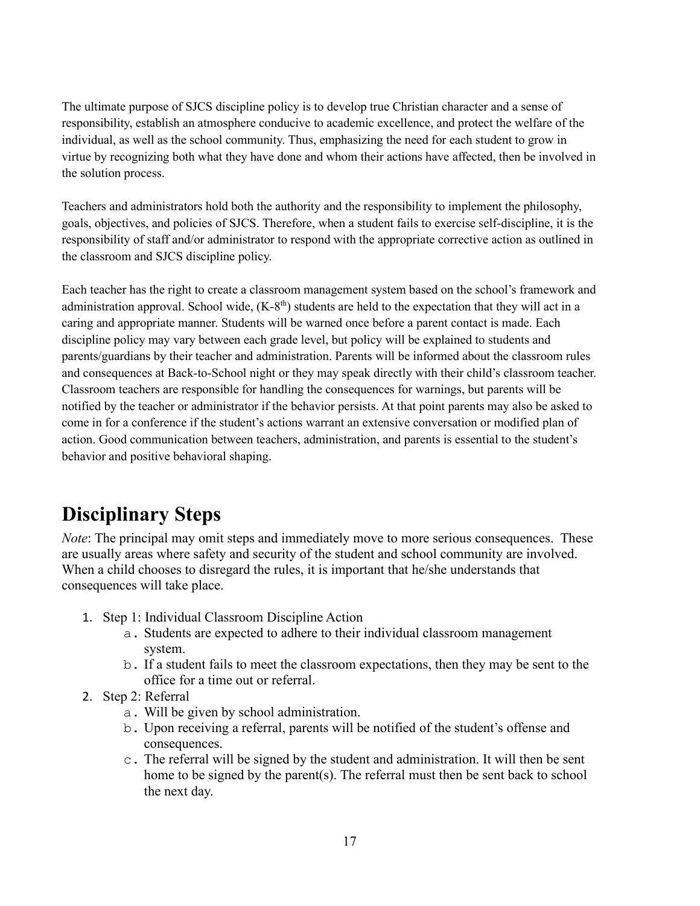The ultimate purpose of SJCS discipline policy is to develop true Christian character and a sense of responsibility, establish an atmosphere conducive to academic excellence, and protect the welfare of the individual, as well as the school community. Thus, emphasizing the need for each student to grow in virtue by recognizing both what they have done and whom their actions have affected, then be involved in the solution process.

Teachers and administrators hold both the authority and the responsibility to implement the philosophy, goals, objectives, and policies of SJCS. Therefore, when a student fails to exercise self-discipline, it is the responsibility of staff and/or administrator to respond with the appropriate corrective action as outlined in the classroom and SJCS discipline policy.

Each teacher has the right to create a classroom management system based on the school's framework and administration approval. School wide, (K-8$^{th}$) students are held to the expectation that they will act in a caring and appropriate manner. Students will be warned once before a parent contact is made. Each discipline policy may vary between each grade level, but policy will be explained to students and parents/guardians by their teacher and administration. Parents will be informed about the classroom rules and consequences at Back-to-School night or they may speak directly with their child's classroom teacher. Classroom teachers are responsible for handling the consequences for warnings, but parents will be notified by the teacher or administrator if the behavior persists. At that point parents may also be asked to come in for a conference if the student's actions warrant an extensive conversation or modified plan of action. Good communication between teachers, administration, and parents is essential to the student's behavior and positive behavioral shaping.

# Disciplinary Steps

*Note*: The principal may omit steps and immediately move to more serious consequences. These are usually areas where safety and security of the student and school community are involved. When a child chooses to disregard the rules, it is important that he/she understands that consequences will take place.

1. Step 1: Individual Classroom Discipline Action
    a. Students are expected to adhere to their individual classroom management system.
    b. If a student fails to meet the classroom expectations, then they may be sent to the office for a time out or referral.
2. Step 2: Referral
    a. Will be given by school administration.
    b. Upon receiving a referral, parents will be notified of the student's offense and consequences.
    c. The referral will be signed by the student and administration. It will then be sent home to be signed by the parent(s). The referral must then be sent back to school the next day.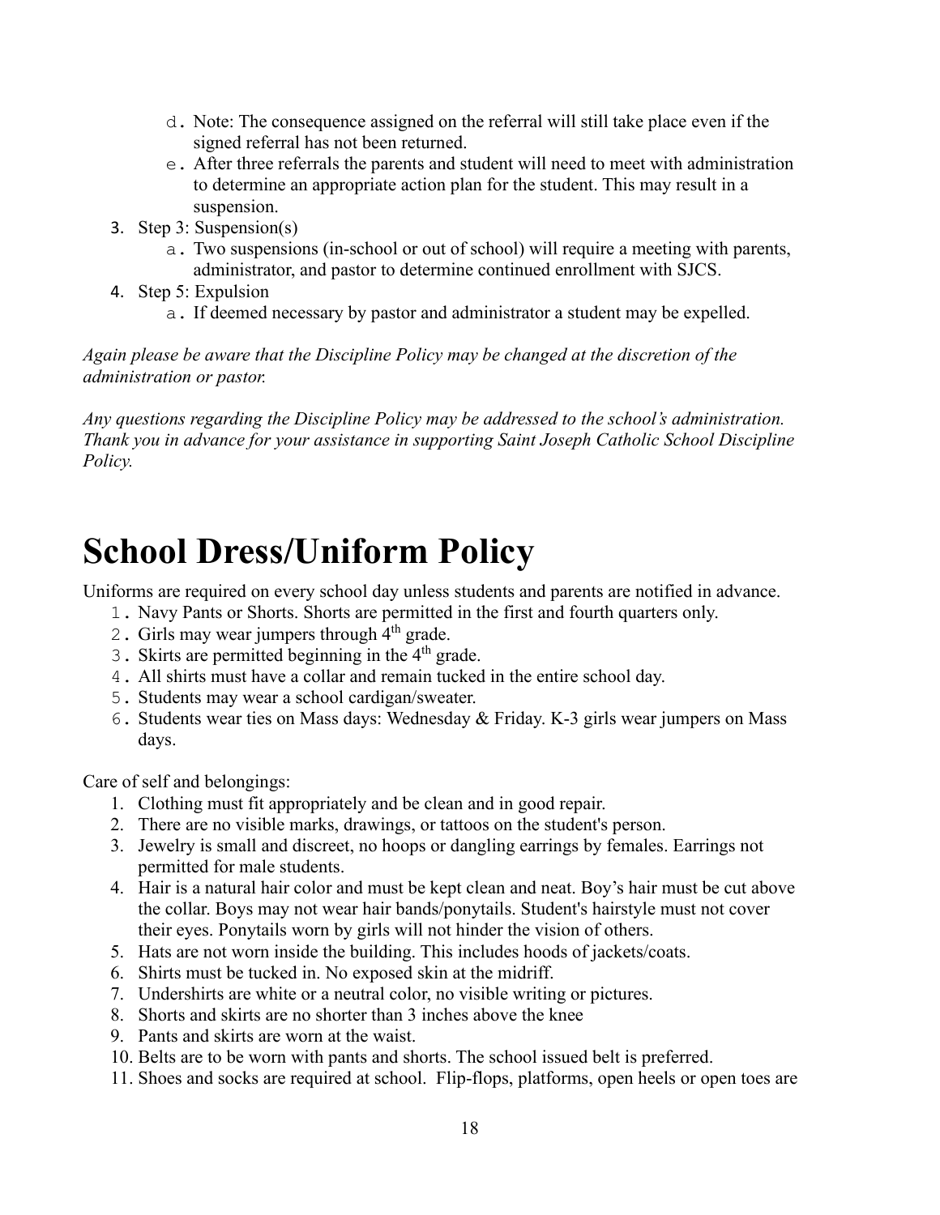d. Note: The consequence assigned on the referral will still take place even if the signed referral has not been returned.
   e. After three referrals the parents and student will need to meet with administration to determine an appropriate action plan for the student. This may result in a suspension.
3. Step 3: Suspension(s)
   a. Two suspensions (in-school or out of school) will require a meeting with parents, administrator, and pastor to determine continued enrollment with SJCS.
4. Step 5: Expulsion
   a. If deemed necessary by pastor and administrator a student may be expelled.

*Again please be aware that the Discipline Policy may be changed at the discretion of the administration or pastor.*

*Any questions regarding the Discipline Policy may be addressed to the school's administration. Thank you in advance for your assistance in supporting Saint Joseph Catholic School Discipline Policy.*

# School Dress/Uniform Policy

Uniforms are required on every school day unless students and parents are notified in advance.

1. Navy Pants or Shorts. Shorts are permitted in the first and fourth quarters only.
2. Girls may wear jumpers through 4th grade.
3. Skirts are permitted beginning in the 4th grade.
4. All shirts must have a collar and remain tucked in the entire school day.
5. Students may wear a school cardigan/sweater.
6. Students wear ties on Mass days: Wednesday & Friday. K-3 girls wear jumpers on Mass days.

Care of self and belongings:

1. Clothing must fit appropriately and be clean and in good repair.
2. There are no visible marks, drawings, or tattoos on the student's person.
3. Jewelry is small and discreet, no hoops or dangling earrings by females. Earrings not permitted for male students.
4. Hair is a natural hair color and must be kept clean and neat. Boy's hair must be cut above the collar. Boys may not wear hair bands/ponytails. Student's hairstyle must not cover their eyes. Ponytails worn by girls will not hinder the vision of others.
5. Hats are not worn inside the building. This includes hoods of jackets/coats.
6. Shirts must be tucked in. No exposed skin at the midriff.
7. Undershirts are white or a neutral color, no visible writing or pictures.
8. Shorts and skirts are no shorter than 3 inches above the knee
9. Pants and skirts are worn at the waist.
10. Belts are to be worn with pants and shorts. The school issued belt is preferred.
11. Shoes and socks are required at school. Flip-flops, platforms, open heels or open toes are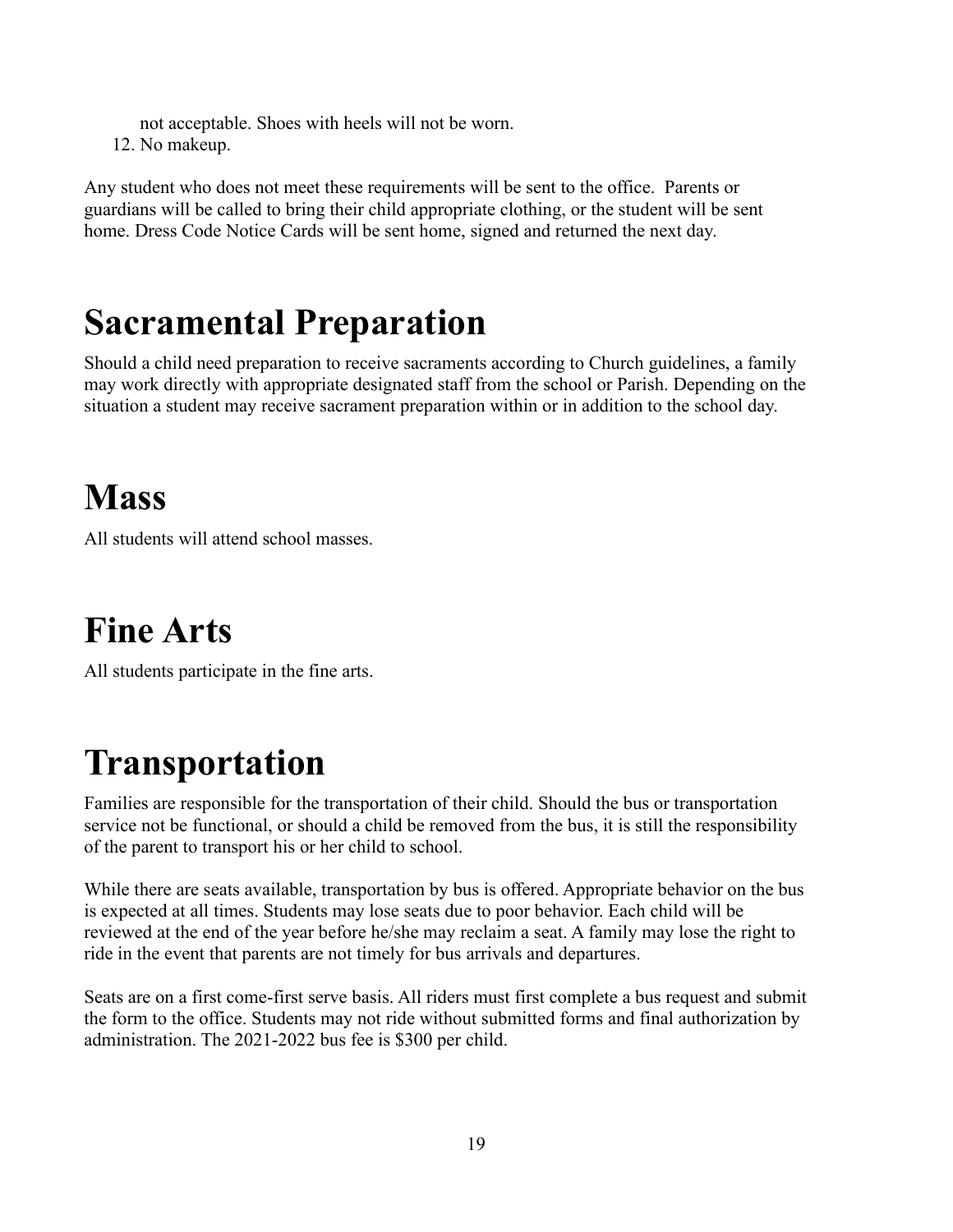not acceptable. Shoes with heels will not be worn.

12. No makeup.

Any student who does not meet these requirements will be sent to the office. Parents or guardians will be called to bring their child appropriate clothing, or the student will be sent home. Dress Code Notice Cards will be sent home, signed and returned the next day.

# Sacramental Preparation

Should a child need preparation to receive sacraments according to Church guidelines, a family may work directly with appropriate designated staff from the school or Parish. Depending on the situation a student may receive sacrament preparation within or in addition to the school day.

# Mass

All students will attend school masses.

# Fine Arts

All students participate in the fine arts.

# Transportation

Families are responsible for the transportation of their child. Should the bus or transportation service not be functional, or should a child be removed from the bus, it is still the responsibility of the parent to transport his or her child to school.

While there are seats available, transportation by bus is offered. Appropriate behavior on the bus is expected at all times. Students may lose seats due to poor behavior. Each child will be reviewed at the end of the year before he/she may reclaim a seat. A family may lose the right to ride in the event that parents are not timely for bus arrivals and departures.

Seats are on a first come-first serve basis. All riders must first complete a bus request and submit the form to the office. Students may not ride without submitted forms and final authorization by administration. The 2021-2022 bus fee is $300 per child.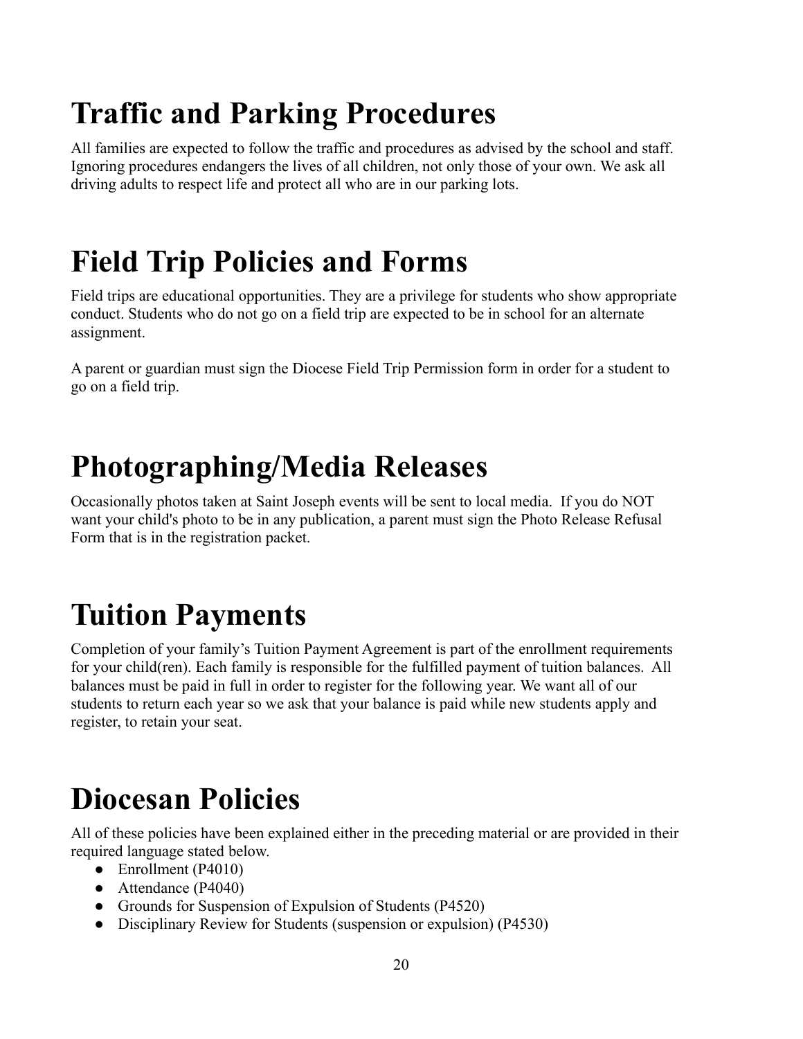# Traffic and Parking Procedures

All families are expected to follow the traffic and procedures as advised by the school and staff. Ignoring procedures endangers the lives of all children, not only those of your own. We ask all driving adults to respect life and protect all who are in our parking lots.

# Field Trip Policies and Forms

Field trips are educational opportunities. They are a privilege for students who show appropriate conduct. Students who do not go on a field trip are expected to be in school for an alternate assignment.

A parent or guardian must sign the Diocese Field Trip Permission form in order for a student to go on a field trip.

# Photographing/Media Releases

Occasionally photos taken at Saint Joseph events will be sent to local media. If you do NOT want your child's photo to be in any publication, a parent must sign the Photo Release Refusal Form that is in the registration packet.

# Tuition Payments

Completion of your family's Tuition Payment Agreement is part of the enrollment requirements for your child(ren). Each family is responsible for the fulfilled payment of tuition balances. All balances must be paid in full in order to register for the following year. We want all of our students to return each year so we ask that your balance is paid while new students apply and register, to retain your seat.

# Diocesan Policies

All of these policies have been explained either in the preceding material or are provided in their required language stated below.

- Enrollment (P4010)
- Attendance (P4040)
- Grounds for Suspension of Expulsion of Students (P4520)
- Disciplinary Review for Students (suspension or expulsion) (P4530)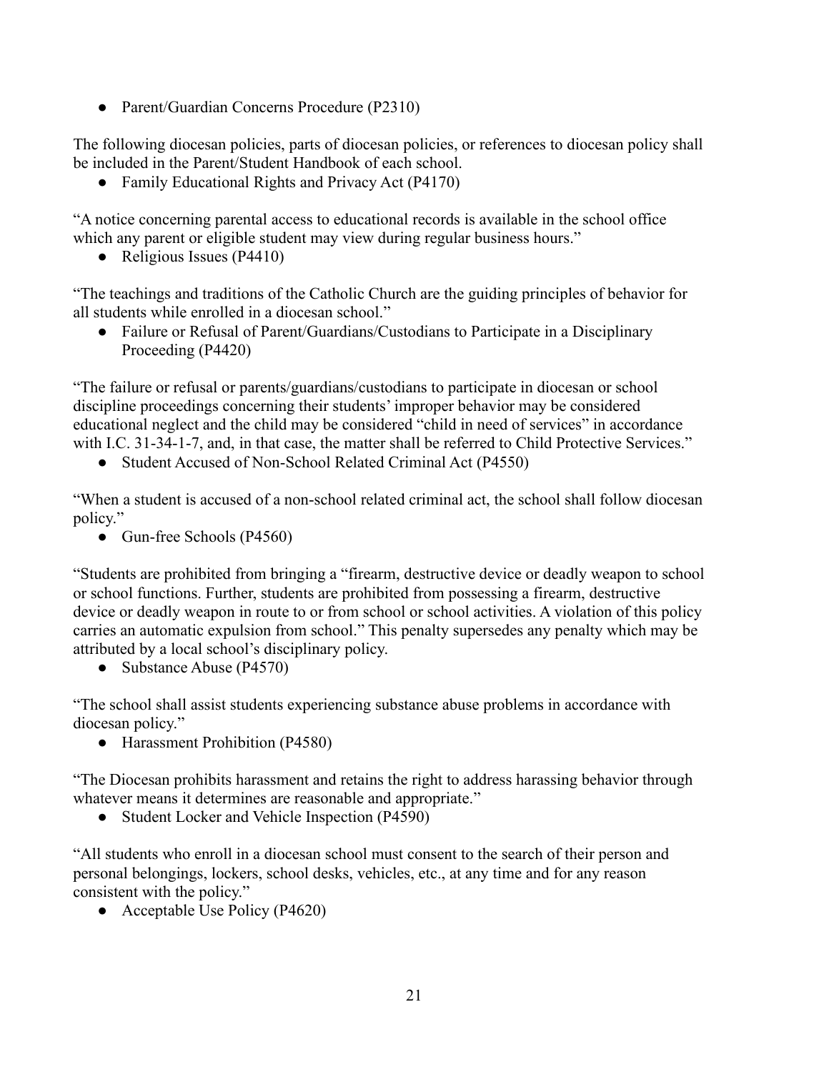- Parent/Guardian Concerns Procedure (P2310)

The following diocesan policies, parts of diocesan policies, or references to diocesan policy shall be included in the Parent/Student Handbook of each school.

- Family Educational Rights and Privacy Act (P4170)

"A notice concerning parental access to educational records is available in the school office which any parent or eligible student may view during regular business hours."

- Religious Issues (P4410)

"The teachings and traditions of the Catholic Church are the guiding principles of behavior for all students while enrolled in a diocesan school."

- Failure or Refusal of Parent/Guardians/Custodians to Participate in a Disciplinary Proceeding (P4420)

"The failure or refusal or parents/guardians/custodians to participate in diocesan or school discipline proceedings concerning their students' improper behavior may be considered educational neglect and the child may be considered "child in need of services" in accordance with I.C. 31-34-1-7, and, in that case, the matter shall be referred to Child Protective Services."

- Student Accused of Non-School Related Criminal Act (P4550)

"When a student is accused of a non-school related criminal act, the school shall follow diocesan policy."

- Gun-free Schools (P4560)

"Students are prohibited from bringing a "firearm, destructive device or deadly weapon to school or school functions. Further, students are prohibited from possessing a firearm, destructive device or deadly weapon in route to or from school or school activities. A violation of this policy carries an automatic expulsion from school." This penalty supersedes any penalty which may be attributed by a local school's disciplinary policy.

- Substance Abuse (P4570)

"The school shall assist students experiencing substance abuse problems in accordance with diocesan policy."

- Harassment Prohibition (P4580)

"The Diocesan prohibits harassment and retains the right to address harassing behavior through whatever means it determines are reasonable and appropriate."

- Student Locker and Vehicle Inspection (P4590)

"All students who enroll in a diocesan school must consent to the search of their person and personal belongings, lockers, school desks, vehicles, etc., at any time and for any reason consistent with the policy."

- Acceptable Use Policy (P4620)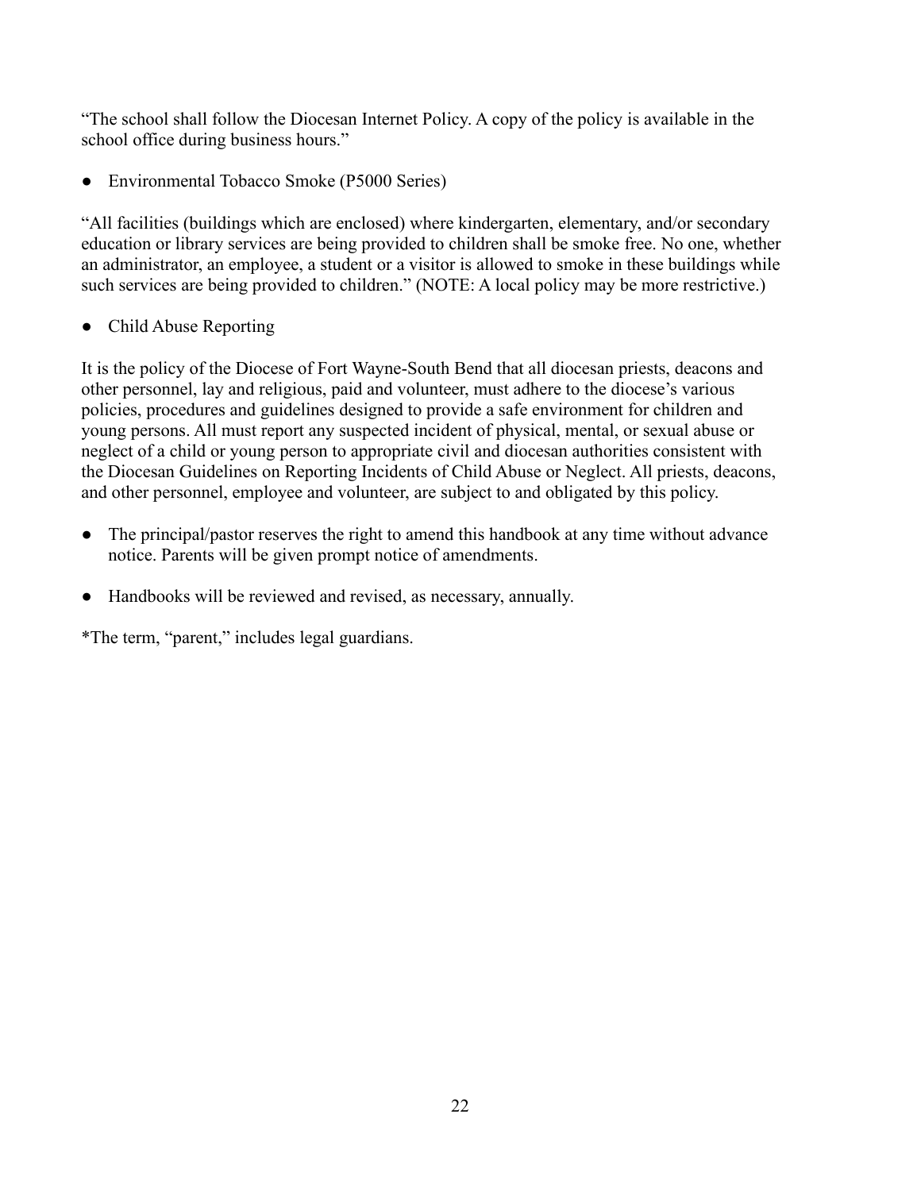"The school shall follow the Diocesan Internet Policy. A copy of the policy is available in the school office during business hours."

- Environmental Tobacco Smoke (P5000 Series)

"All facilities (buildings which are enclosed) where kindergarten, elementary, and/or secondary education or library services are being provided to children shall be smoke free. No one, whether an administrator, an employee, a student or a visitor is allowed to smoke in these buildings while such services are being provided to children." (NOTE: A local policy may be more restrictive.)

- Child Abuse Reporting

It is the policy of the Diocese of Fort Wayne-South Bend that all diocesan priests, deacons and other personnel, lay and religious, paid and volunteer, must adhere to the diocese's various policies, procedures and guidelines designed to provide a safe environment for children and young persons. All must report any suspected incident of physical, mental, or sexual abuse or neglect of a child or young person to appropriate civil and diocesan authorities consistent with the Diocesan Guidelines on Reporting Incidents of Child Abuse or Neglect. All priests, deacons, and other personnel, employee and volunteer, are subject to and obligated by this policy.

- The principal/pastor reserves the right to amend this handbook at any time without advance notice. Parents will be given prompt notice of amendments.

- Handbooks will be reviewed and revised, as necessary, annually.

*The term, "parent," includes legal guardians.